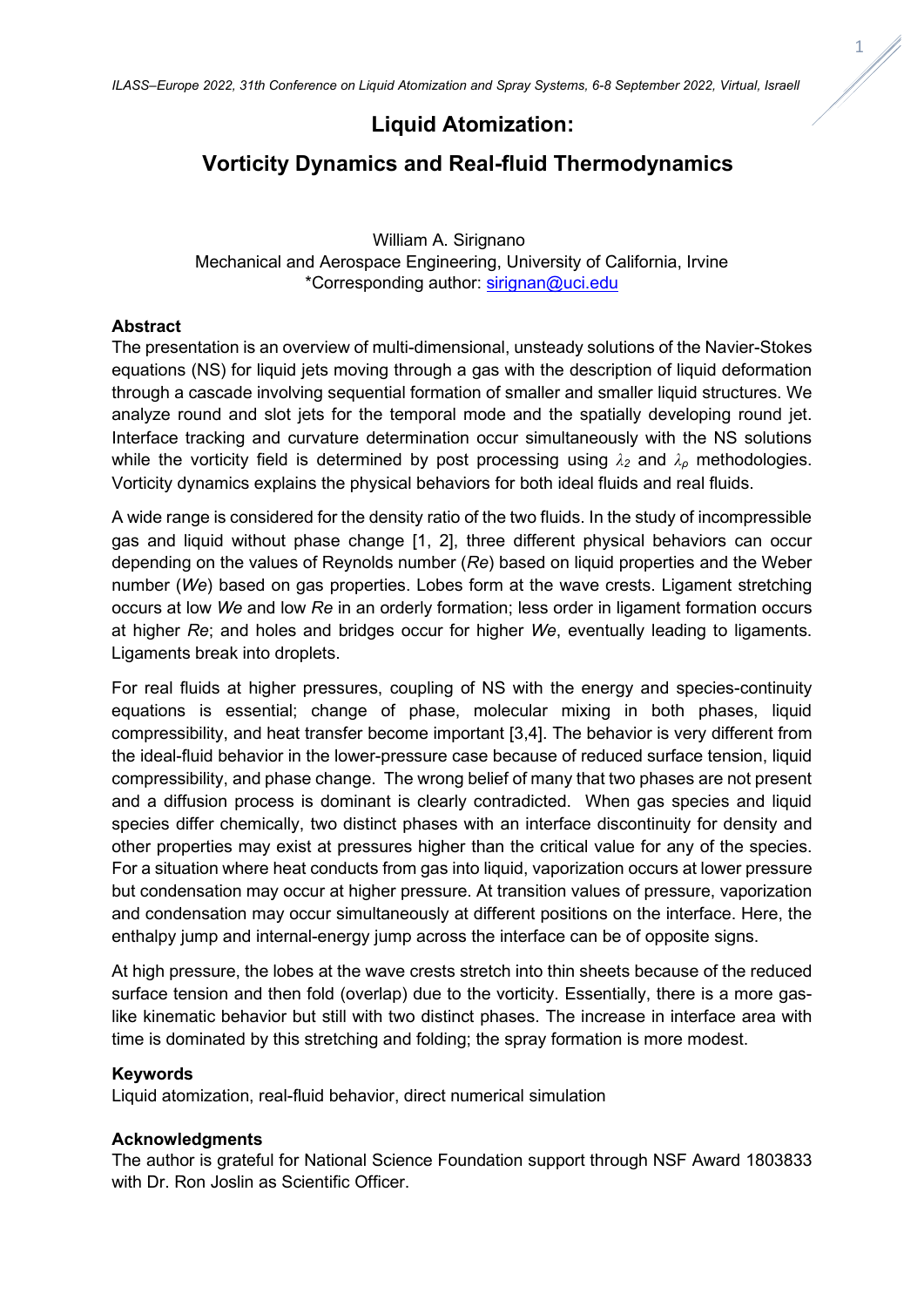# Liquid Atomization:

# Vorticity Dynamics and Real-fluid Thermodynamics

William A. Sirignano
Mechanical and Aerospace Engineering, University of California, Irvine
*Corresponding author: sirignan@uci.edu

## Abstract

The presentation is an overview of multi-dimensional, unsteady solutions of the Navier-Stokes equations (NS) for liquid jets moving through a gas with the description of liquid deformation through a cascade involving sequential formation of smaller and smaller liquid structures. We analyze round and slot jets for the temporal mode and the spatially developing round jet. Interface tracking and curvature determination occur simultaneously with the NS solutions while the vorticity field is determined by post processing using $\lambda_2$ and $\lambda_\rho$ methodologies. Vorticity dynamics explains the physical behaviors for both ideal fluids and real fluids.

A wide range is considered for the density ratio of the two fluids. In the study of incompressible gas and liquid without phase change [1, 2], three different physical behaviors can occur depending on the values of Reynolds number (*Re*) based on liquid properties and the Weber number (*We*) based on gas properties. Lobes form at the wave crests. Ligament stretching occurs at low *We* and low *Re* in an orderly formation; less order in ligament formation occurs at higher *Re*; and holes and bridges occur for higher *We*, eventually leading to ligaments. Ligaments break into droplets.

For real fluids at higher pressures, coupling of NS with the energy and species-continuity equations is essential; change of phase, molecular mixing in both phases, liquid compressibility, and heat transfer become important [3,4]. The behavior is very different from the ideal-fluid behavior in the lower-pressure case because of reduced surface tension, liquid compressibility, and phase change. The wrong belief of many that two phases are not present and a diffusion process is dominant is clearly contradicted. When gas species and liquid species differ chemically, two distinct phases with an interface discontinuity for density and other properties may exist at pressures higher than the critical value for any of the species. For a situation where heat conducts from gas into liquid, vaporization occurs at lower pressure but condensation may occur at higher pressure. At transition values of pressure, vaporization and condensation may occur simultaneously at different positions on the interface. Here, the enthalpy jump and internal-energy jump across the interface can be of opposite signs.

At high pressure, the lobes at the wave crests stretch into thin sheets because of the reduced surface tension and then fold (overlap) due to the vorticity. Essentially, there is a more gas-like kinematic behavior but still with two distinct phases. The increase in interface area with time is dominated by this stretching and folding; the spray formation is more modest.

## Keywords

Liquid atomization, real-fluid behavior, direct numerical simulation

## Acknowledgments

The author is grateful for National Science Foundation support through NSF Award 1803833 with Dr. Ron Joslin as Scientific Officer.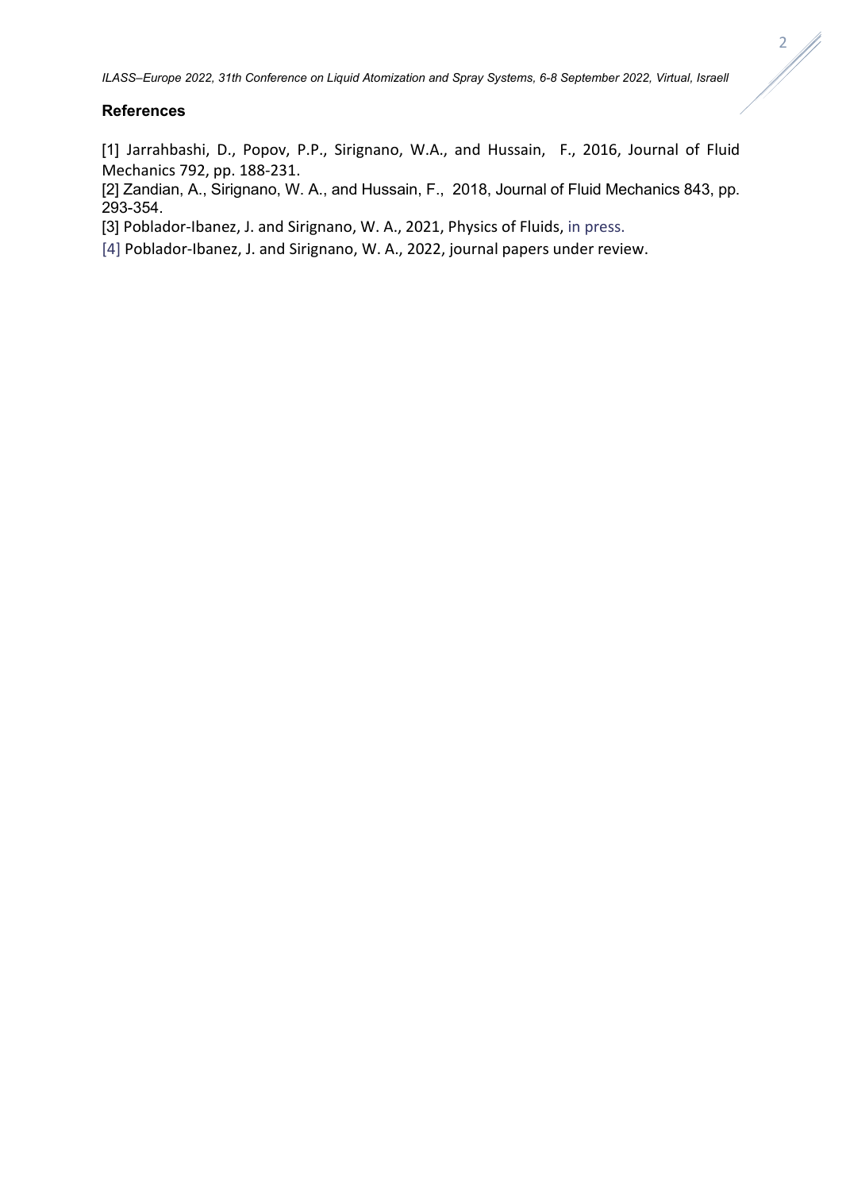## References

[1] Jarrahbashi, D., Popov, P.P., Sirignano, W.A., and Hussain, F., 2016, Journal of Fluid Mechanics 792, pp. 188-231.

[2] Zandian, A., Sirignano, W. A., and Hussain, F., 2018, Journal of Fluid Mechanics 843, pp. 293-354.

[3] Poblador-Ibanez, J. and Sirignano, W. A., 2021, Physics of Fluids, in press.

[4] Poblador-Ibanez, J. and Sirignano, W. A., 2022, journal papers under review.